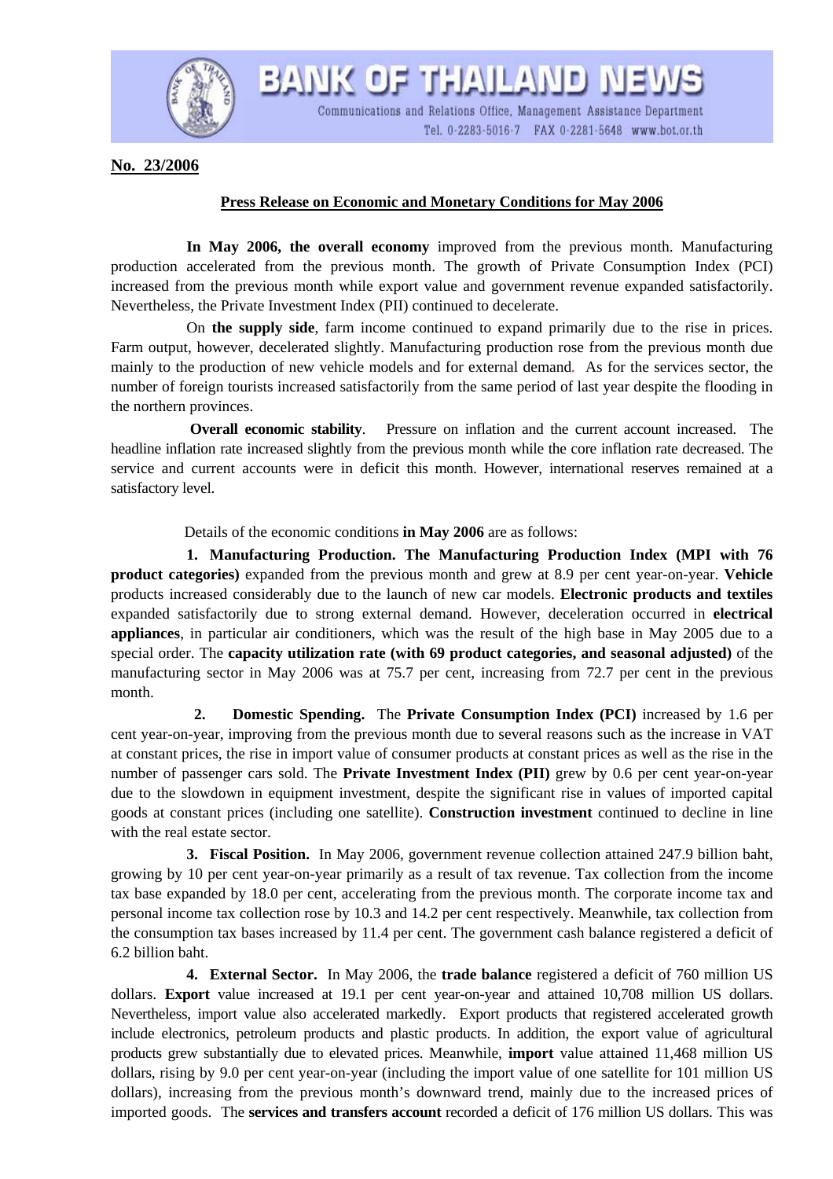# BANK OF THAILAND NEWS

Communications and Relations Office, Management Assistance Department
Tel. 0-2283-5016-7 FAX 0-2281-5648 www.bot.or.th

**No. 23/2006**

## Press Release on Economic and Monetary Conditions for May 2006

**In May 2006, the overall economy** improved from the previous month. Manufacturing production accelerated from the previous month. The growth of Private Consumption Index (PCI) increased from the previous month while export value and government revenue expanded satisfactorily. Nevertheless, the Private Investment Index (PII) continued to decelerate.

On **the supply side**, farm income continued to expand primarily due to the rise in prices. Farm output, however, decelerated slightly. Manufacturing production rose from the previous month due mainly to the production of new vehicle models and for external demand. As for the services sector, the number of foreign tourists increased satisfactorily from the same period of last year despite the flooding in the northern provinces.

**Overall economic stability**. Pressure on inflation and the current account increased. The headline inflation rate increased slightly from the previous month while the core inflation rate decreased. The service and current accounts were in deficit this month. However, international reserves remained at a satisfactory level.

Details of the economic conditions **in May 2006** are as follows:

**1. Manufacturing Production. The Manufacturing Production Index (MPI with 76 product categories)** expanded from the previous month and grew at 8.9 per cent year-on-year. **Vehicle** products increased considerably due to the launch of new car models. **Electronic products and textiles** expanded satisfactorily due to strong external demand. However, deceleration occurred in **electrical appliances**, in particular air conditioners, which was the result of the high base in May 2005 due to a special order. The **capacity utilization rate (with 69 product categories, and seasonal adjusted)** of the manufacturing sector in May 2006 was at 75.7 per cent, increasing from 72.7 per cent in the previous month.

**2. Domestic Spending.** The **Private Consumption Index (PCI)** increased by 1.6 per cent year-on-year, improving from the previous month due to several reasons such as the increase in VAT at constant prices, the rise in import value of consumer products at constant prices as well as the rise in the number of passenger cars sold. The **Private Investment Index (PII)** grew by 0.6 per cent year-on-year due to the slowdown in equipment investment, despite the significant rise in values of imported capital goods at constant prices (including one satellite). **Construction investment** continued to decline in line with the real estate sector.

**3. Fiscal Position.** In May 2006, government revenue collection attained 247.9 billion baht, growing by 10 per cent year-on-year primarily as a result of tax revenue. Tax collection from the income tax base expanded by 18.0 per cent, accelerating from the previous month. The corporate income tax and personal income tax collection rose by 10.3 and 14.2 per cent respectively. Meanwhile, tax collection from the consumption tax bases increased by 11.4 per cent. The government cash balance registered a deficit of 6.2 billion baht.

**4. External Sector.** In May 2006, the **trade balance** registered a deficit of 760 million US dollars. **Export** value increased at 19.1 per cent year-on-year and attained 10,708 million US dollars. Nevertheless, import value also accelerated markedly. Export products that registered accelerated growth include electronics, petroleum products and plastic products. In addition, the export value of agricultural products grew substantially due to elevated prices. Meanwhile, **import** value attained 11,468 million US dollars, rising by 9.0 per cent year-on-year (including the import value of one satellite for 101 million US dollars), increasing from the previous month's downward trend, mainly due to the increased prices of imported goods. The **services and transfers account** recorded a deficit of 176 million US dollars. This was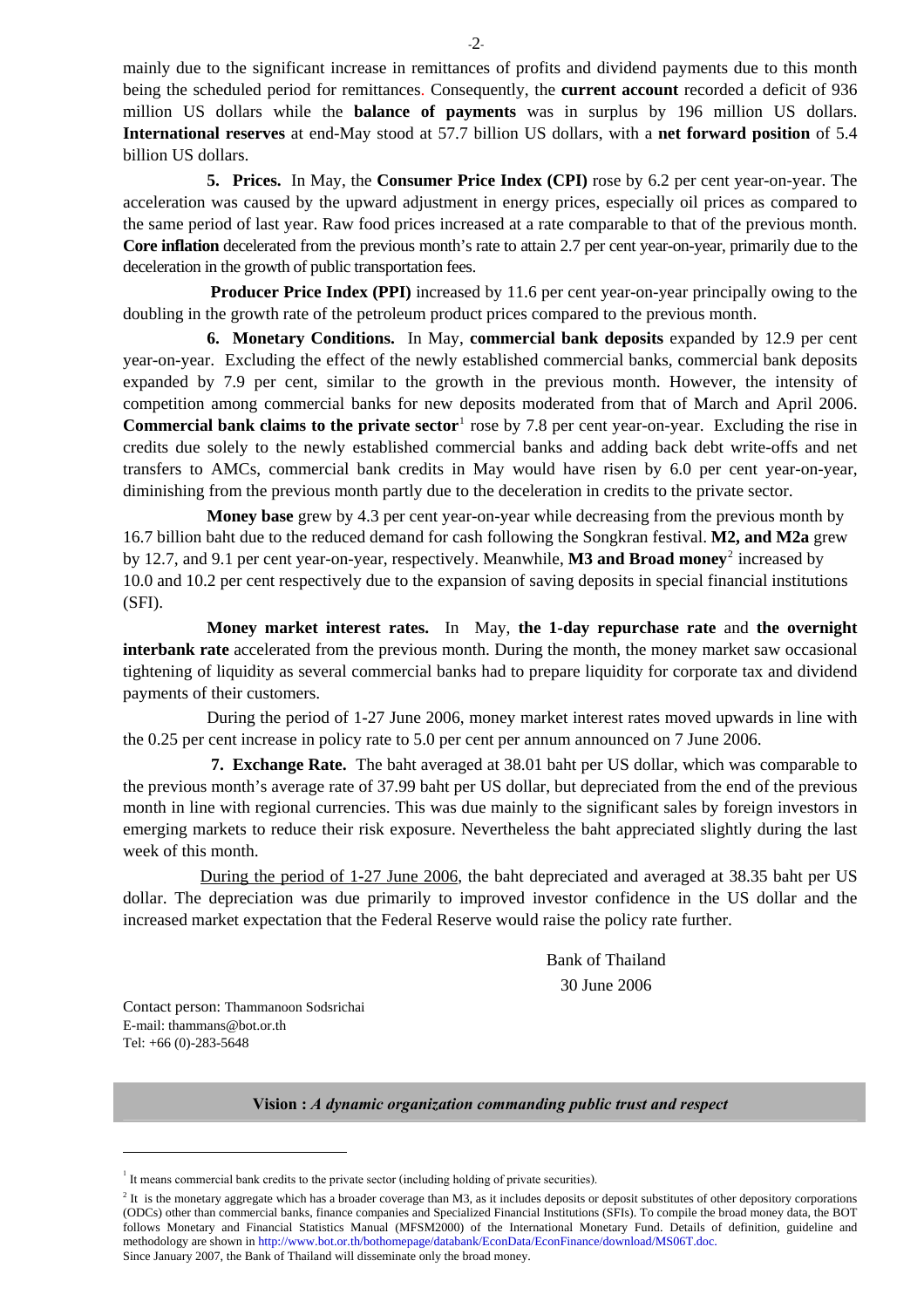mainly due to the significant increase in remittances of profits and dividend payments due to this month being the scheduled period for remittances. Consequently, the **current account** recorded a deficit of 936 million US dollars while the **balance of payments** was in surplus by 196 million US dollars. **International reserves** at end-May stood at 57.7 billion US dollars, with a **net forward position** of 5.4 billion US dollars.

**5. Prices.** In May, the **Consumer Price Index (CPI)** rose by 6.2 per cent year-on-year. The acceleration was caused by the upward adjustment in energy prices, especially oil prices as compared to the same period of last year. Raw food prices increased at a rate comparable to that of the previous month. **Core inflation** decelerated from the previous month's rate to attain 2.7 per cent year-on-year, primarily due to the deceleration in the growth of public transportation fees.

**Producer Price Index (PPI)** increased by 11.6 per cent year-on-year principally owing to the doubling in the growth rate of the petroleum product prices compared to the previous month.

**6. Monetary Conditions.** In May, **commercial bank deposits** expanded by 12.9 per cent year-on-year. Excluding the effect of the newly established commercial banks, commercial bank deposits expanded by 7.9 per cent, similar to the growth in the previous month. However, the intensity of competition among commercial banks for new deposits moderated from that of March and April 2006. **Commercial bank claims to the private sector**[1] rose by 7.8 per cent year-on-year. Excluding the rise in credits due solely to the newly established commercial banks and adding back debt write-offs and net transfers to AMCs, commercial bank credits in May would have risen by 6.0 per cent year-on-year, diminishing from the previous month partly due to the deceleration in credits to the private sector.

**Money base** grew by 4.3 per cent year-on-year while decreasing from the previous month by 16.7 billion baht due to the reduced demand for cash following the Songkran festival. **M2, and M2a** grew by 12.7, and 9.1 per cent year-on-year, respectively. Meanwhile, **M3 and Broad money**[2] increased by 10.0 and 10.2 per cent respectively due to the expansion of saving deposits in special financial institutions (SFI).

**Money market interest rates.** In May, **the 1-day repurchase rate** and **the overnight interbank rate** accelerated from the previous month. During the month, the money market saw occasional tightening of liquidity as several commercial banks had to prepare liquidity for corporate tax and dividend payments of their customers.

During the period of 1-27 June 2006, money market interest rates moved upwards in line with the 0.25 per cent increase in policy rate to 5.0 per cent per annum announced on 7 June 2006.

**7. Exchange Rate.** The baht averaged at 38.01 baht per US dollar, which was comparable to the previous month's average rate of 37.99 baht per US dollar, but depreciated from the end of the previous month in line with regional currencies. This was due mainly to the significant sales by foreign investors in emerging markets to reduce their risk exposure. Nevertheless the baht appreciated slightly during the last week of this month.

During the period of 1-27 June 2006, the baht depreciated and averaged at 38.35 baht per US dollar. The depreciation was due primarily to improved investor confidence in the US dollar and the increased market expectation that the Federal Reserve would raise the policy rate further.

Bank of Thailand

30 June 2006

Contact person: Thammanoon Sodsrichai
E-mail: thammans@bot.or.th
Tel: +66 (0)-283-5648

**Vision :** ***A dynamic organization commanding public trust and respect***

---

[1] It means commercial bank credits to the private sector (including holding of private securities).

[2] It is the monetary aggregate which has a broader coverage than M3, as it includes deposits or deposit substitutes of other depository corporations (ODCs) other than commercial banks, finance companies and Specialized Financial Institutions (SFIs). To compile the broad money data, the BOT follows Monetary and Financial Statistics Manual (MFSM2000) of the International Monetary Fund. Details of definition, guideline and methodology are shown in http://www.bot.or.th/bothomepage/databank/EconData/EconFinance/download/MS06T.doc.
Since January 2007, the Bank of Thailand will disseminate only the broad money.